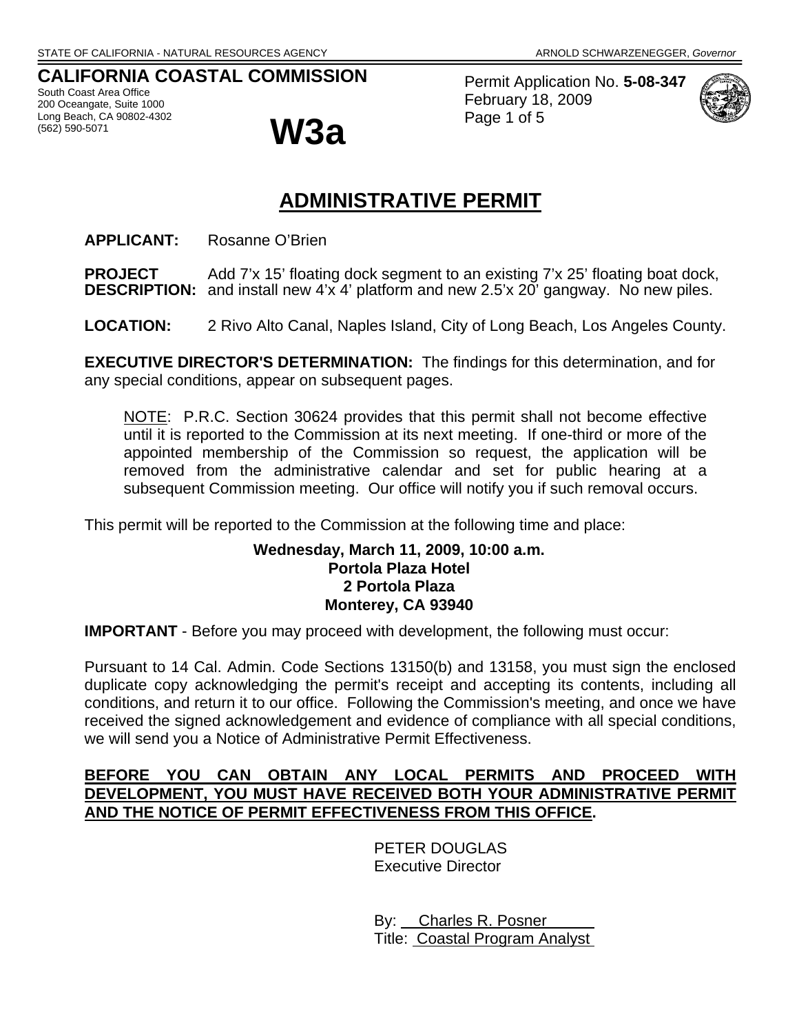STATE OF CALIFORNIA - NATURAL RESOURCES AGENCY ARNOLD SCHWARZENEGGER, *Governor*

**CALIFORNIA COASTAL COMMISSION**
South Coast Area Office
200 Oceangate, Suite 1000
Long Beach, CA 90802-4302
(562) 590-5071

# W3a

Permit Application No. **5-08-347**
February 18, 2009
Page 1 of 5

## ADMINISTRATIVE PERMIT

**APPLICANT:** Rosanne O'Brien

**PROJECT DESCRIPTION:** Add 7'x 15' floating dock segment to an existing 7'x 25' floating boat dock, and install new 4'x 4' platform and new 2.5'x 20' gangway. No new piles.

**LOCATION:** 2 Rivo Alto Canal, Naples Island, City of Long Beach, Los Angeles County.

**EXECUTIVE DIRECTOR'S DETERMINATION:** The findings for this determination, and for any special conditions, appear on subsequent pages.

> NOTE: P.R.C. Section 30624 provides that this permit shall not become effective until it is reported to the Commission at its next meeting. If one-third or more of the appointed membership of the Commission so request, the application will be removed from the administrative calendar and set for public hearing at a subsequent Commission meeting. Our office will notify you if such removal occurs.

This permit will be reported to the Commission at the following time and place:

**Wednesday, March 11, 2009, 10:00 a.m.**
**Portola Plaza Hotel**
**2 Portola Plaza**
**Monterey, CA 93940**

**IMPORTANT** - Before you may proceed with development, the following must occur:

Pursuant to 14 Cal. Admin. Code Sections 13150(b) and 13158, you must sign the enclosed duplicate copy acknowledging the permit's receipt and accepting its contents, including all conditions, and return it to our office. Following the Commission's meeting, and once we have received the signed acknowledgement and evidence of compliance with all special conditions, we will send you a Notice of Administrative Permit Effectiveness.

**BEFORE YOU CAN OBTAIN ANY LOCAL PERMITS AND PROCEED WITH DEVELOPMENT, YOU MUST HAVE RECEIVED BOTH YOUR ADMINISTRATIVE PERMIT AND THE NOTICE OF PERMIT EFFECTIVENESS FROM THIS OFFICE.**

PETER DOUGLAS
Executive Director

By: Charles R. Posner
Title: Coastal Program Analyst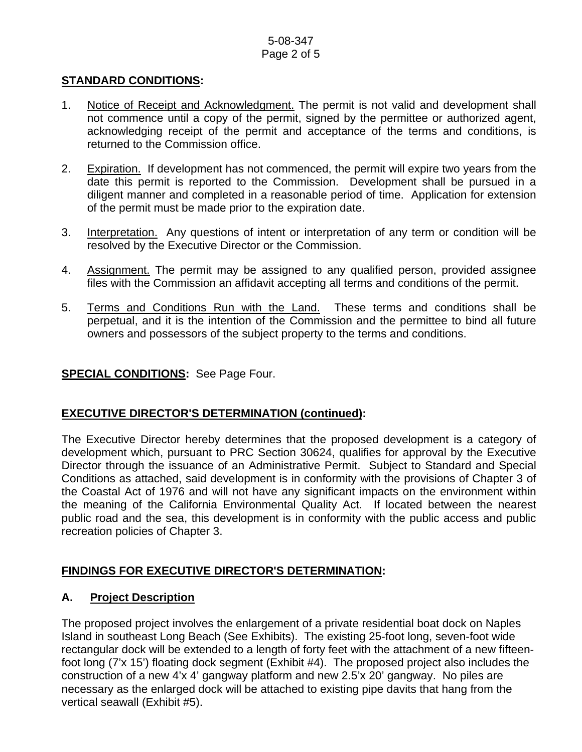**STANDARD CONDITIONS:**

1. Notice of Receipt and Acknowledgment. The permit is not valid and development shall not commence until a copy of the permit, signed by the permittee or authorized agent, acknowledging receipt of the permit and acceptance of the terms and conditions, is returned to the Commission office.

2. Expiration. If development has not commenced, the permit will expire two years from the date this permit is reported to the Commission. Development shall be pursued in a diligent manner and completed in a reasonable period of time. Application for extension of the permit must be made prior to the expiration date.

3. Interpretation. Any questions of intent or interpretation of any term or condition will be resolved by the Executive Director or the Commission.

4. Assignment. The permit may be assigned to any qualified person, provided assignee files with the Commission an affidavit accepting all terms and conditions of the permit.

5. Terms and Conditions Run with the Land. These terms and conditions shall be perpetual, and it is the intention of the Commission and the permittee to bind all future owners and possessors of the subject property to the terms and conditions.

**SPECIAL CONDITIONS:** See Page Four.

**EXECUTIVE DIRECTOR'S DETERMINATION (continued):**

The Executive Director hereby determines that the proposed development is a category of development which, pursuant to PRC Section 30624, qualifies for approval by the Executive Director through the issuance of an Administrative Permit. Subject to Standard and Special Conditions as attached, said development is in conformity with the provisions of Chapter 3 of the Coastal Act of 1976 and will not have any significant impacts on the environment within the meaning of the California Environmental Quality Act. If located between the nearest public road and the sea, this development is in conformity with the public access and public recreation policies of Chapter 3.

**FINDINGS FOR EXECUTIVE DIRECTOR'S DETERMINATION:**

**A. Project Description**

The proposed project involves the enlargement of a private residential boat dock on Naples Island in southeast Long Beach (See Exhibits). The existing 25-foot long, seven-foot wide rectangular dock will be extended to a length of forty feet with the attachment of a new fifteen-foot long (7'x 15') floating dock segment (Exhibit #4). The proposed project also includes the construction of a new 4'x 4' gangway platform and new 2.5'x 20' gangway. No piles are necessary as the enlarged dock will be attached to existing pipe davits that hang from the vertical seawall (Exhibit #5).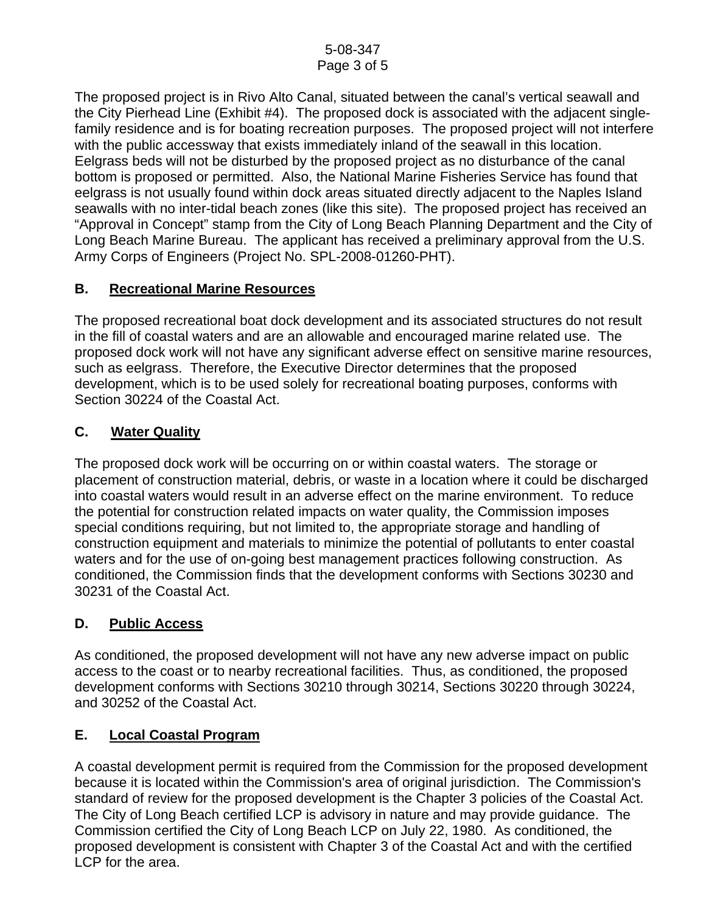The proposed project is in Rivo Alto Canal, situated between the canal's vertical seawall and the City Pierhead Line (Exhibit #4). The proposed dock is associated with the adjacent single-family residence and is for boating recreation purposes. The proposed project will not interfere with the public accessway that exists immediately inland of the seawall in this location. Eelgrass beds will not be disturbed by the proposed project as no disturbance of the canal bottom is proposed or permitted. Also, the National Marine Fisheries Service has found that eelgrass is not usually found within dock areas situated directly adjacent to the Naples Island seawalls with no inter-tidal beach zones (like this site). The proposed project has received an "Approval in Concept" stamp from the City of Long Beach Planning Department and the City of Long Beach Marine Bureau. The applicant has received a preliminary approval from the U.S. Army Corps of Engineers (Project No. SPL-2008-01260-PHT).

## B. Recreational Marine Resources

The proposed recreational boat dock development and its associated structures do not result in the fill of coastal waters and are an allowable and encouraged marine related use. The proposed dock work will not have any significant adverse effect on sensitive marine resources, such as eelgrass. Therefore, the Executive Director determines that the proposed development, which is to be used solely for recreational boating purposes, conforms with Section 30224 of the Coastal Act.

## C. Water Quality

The proposed dock work will be occurring on or within coastal waters. The storage or placement of construction material, debris, or waste in a location where it could be discharged into coastal waters would result in an adverse effect on the marine environment. To reduce the potential for construction related impacts on water quality, the Commission imposes special conditions requiring, but not limited to, the appropriate storage and handling of construction equipment and materials to minimize the potential of pollutants to enter coastal waters and for the use of on-going best management practices following construction. As conditioned, the Commission finds that the development conforms with Sections 30230 and 30231 of the Coastal Act.

## D. Public Access

As conditioned, the proposed development will not have any new adverse impact on public access to the coast or to nearby recreational facilities. Thus, as conditioned, the proposed development conforms with Sections 30210 through 30214, Sections 30220 through 30224, and 30252 of the Coastal Act.

## E. Local Coastal Program

A coastal development permit is required from the Commission for the proposed development because it is located within the Commission's area of original jurisdiction. The Commission's standard of review for the proposed development is the Chapter 3 policies of the Coastal Act. The City of Long Beach certified LCP is advisory in nature and may provide guidance. The Commission certified the City of Long Beach LCP on July 22, 1980. As conditioned, the proposed development is consistent with Chapter 3 of the Coastal Act and with the certified LCP for the area.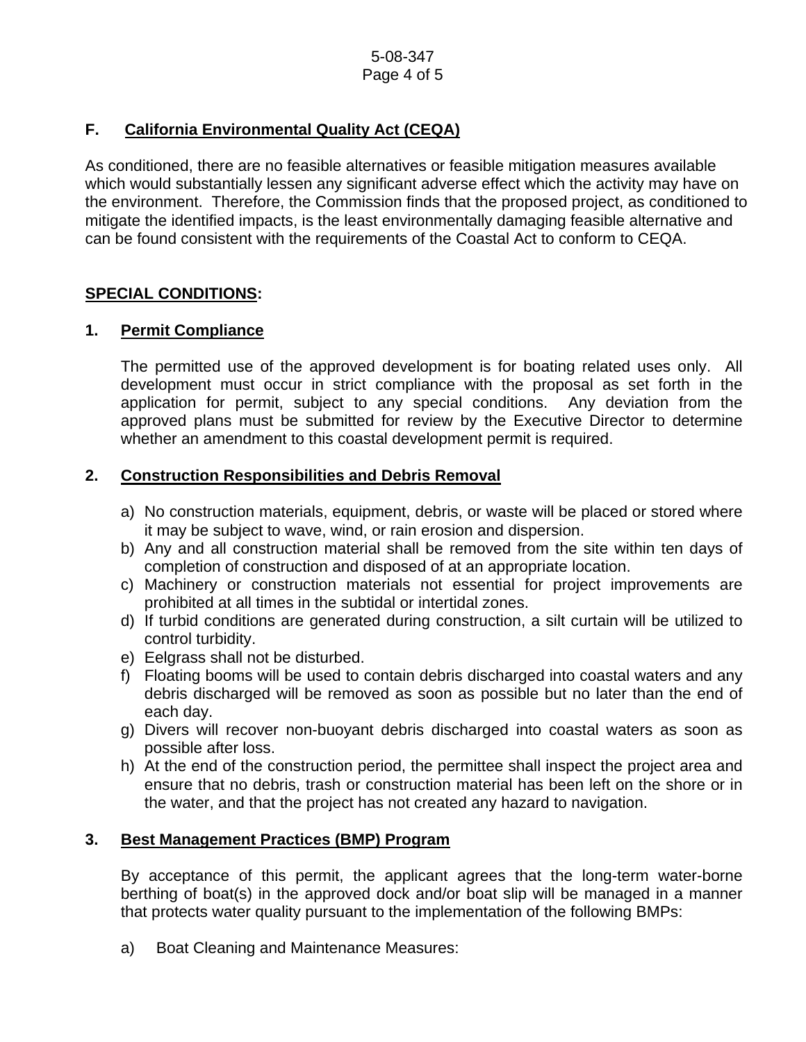## F. California Environmental Quality Act (CEQA)

As conditioned, there are no feasible alternatives or feasible mitigation measures available which would substantially lessen any significant adverse effect which the activity may have on the environment. Therefore, the Commission finds that the proposed project, as conditioned to mitigate the identified impacts, is the least environmentally damaging feasible alternative and can be found consistent with the requirements of the Coastal Act to conform to CEQA.

## SPECIAL CONDITIONS:

### 1. Permit Compliance

The permitted use of the approved development is for boating related uses only. All development must occur in strict compliance with the proposal as set forth in the application for permit, subject to any special conditions. Any deviation from the approved plans must be submitted for review by the Executive Director to determine whether an amendment to this coastal development permit is required.

### 2. Construction Responsibilities and Debris Removal

a) No construction materials, equipment, debris, or waste will be placed or stored where it may be subject to wave, wind, or rain erosion and dispersion.
b) Any and all construction material shall be removed from the site within ten days of completion of construction and disposed of at an appropriate location.
c) Machinery or construction materials not essential for project improvements are prohibited at all times in the subtidal or intertidal zones.
d) If turbid conditions are generated during construction, a silt curtain will be utilized to control turbidity.
e) Eelgrass shall not be disturbed.
f) Floating booms will be used to contain debris discharged into coastal waters and any debris discharged will be removed as soon as possible but no later than the end of each day.
g) Divers will recover non-buoyant debris discharged into coastal waters as soon as possible after loss.
h) At the end of the construction period, the permittee shall inspect the project area and ensure that no debris, trash or construction material has been left on the shore or in the water, and that the project has not created any hazard to navigation.

### 3. Best Management Practices (BMP) Program

By acceptance of this permit, the applicant agrees that the long-term water-borne berthing of boat(s) in the approved dock and/or boat slip will be managed in a manner that protects water quality pursuant to the implementation of the following BMPs:

a) Boat Cleaning and Maintenance Measures: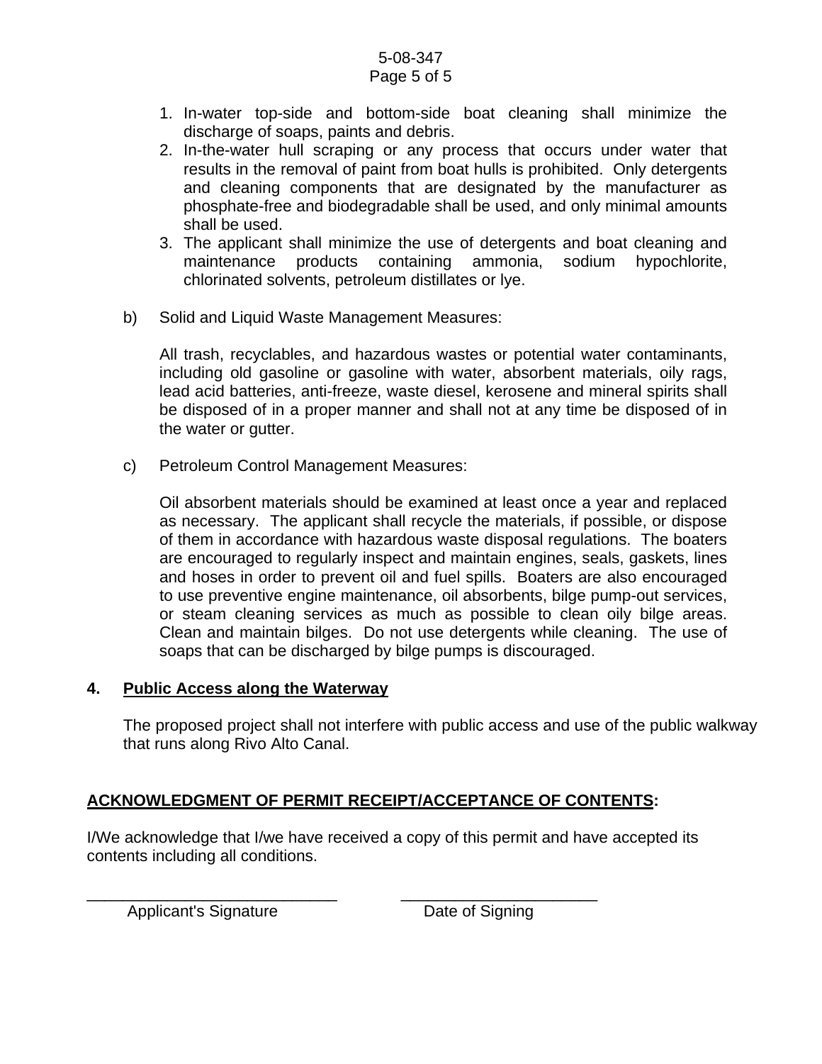1. In-water top-side and bottom-side boat cleaning shall minimize the discharge of soaps, paints and debris.
2. In-the-water hull scraping or any process that occurs under water that results in the removal of paint from boat hulls is prohibited. Only detergents and cleaning components that are designated by the manufacturer as phosphate-free and biodegradable shall be used, and only minimal amounts shall be used.
3. The applicant shall minimize the use of detergents and boat cleaning and maintenance products containing ammonia, sodium hypochlorite, chlorinated solvents, petroleum distillates or lye.

b) Solid and Liquid Waste Management Measures:

All trash, recyclables, and hazardous wastes or potential water contaminants, including old gasoline or gasoline with water, absorbent materials, oily rags, lead acid batteries, anti-freeze, waste diesel, kerosene and mineral spirits shall be disposed of in a proper manner and shall not at any time be disposed of in the water or gutter.

c) Petroleum Control Management Measures:

Oil absorbent materials should be examined at least once a year and replaced as necessary. The applicant shall recycle the materials, if possible, or dispose of them in accordance with hazardous waste disposal regulations. The boaters are encouraged to regularly inspect and maintain engines, seals, gaskets, lines and hoses in order to prevent oil and fuel spills. Boaters are also encouraged to use preventive engine maintenance, oil absorbents, bilge pump-out services, or steam cleaning services as much as possible to clean oily bilge areas. Clean and maintain bilges. Do not use detergents while cleaning. The use of soaps that can be discharged by bilge pumps is discouraged.

**4. <u>Public Access along the Waterway</u>**

The proposed project shall not interfere with public access and use of the public walkway that runs along Rivo Alto Canal.

**<u>ACKNOWLEDGMENT OF PERMIT RECEIPT/ACCEPTANCE OF CONTENTS</u>:**

I/We acknowledge that I/we have received a copy of this permit and have accepted its contents including all conditions.

_____________________________ ______________________

Applicant's Signature Date of Signing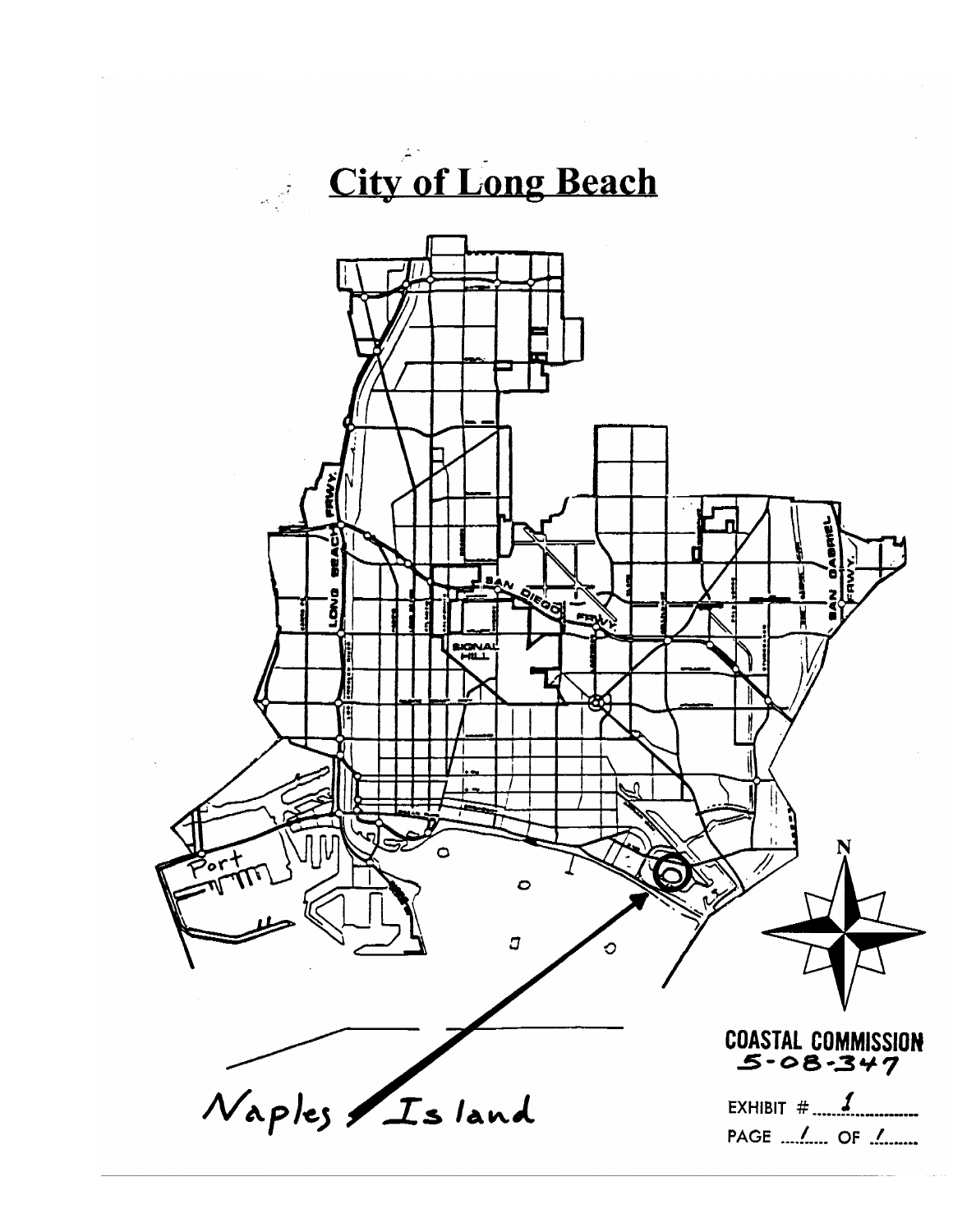# City of Long Beach

Naples Island

COASTAL COMMISSION
5-08-347

EXHIBIT # 1

PAGE 1 OF 1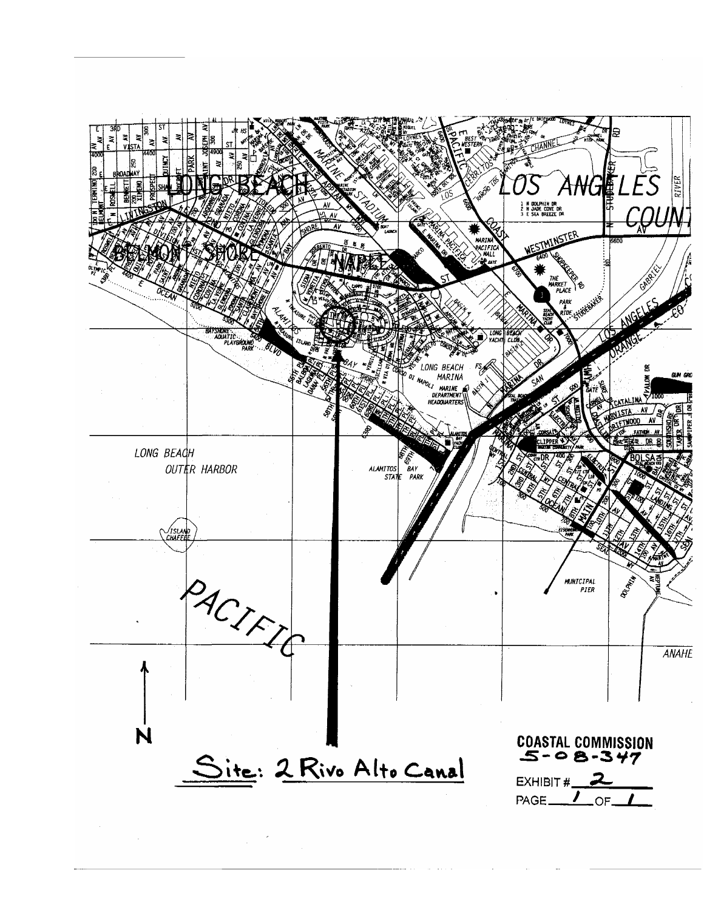Site: 2 Rivo Alto Canal

N

**COASTAL COMMISSION**
**5-08-347**

EXHIBIT # 2

PAGE 1 OF 1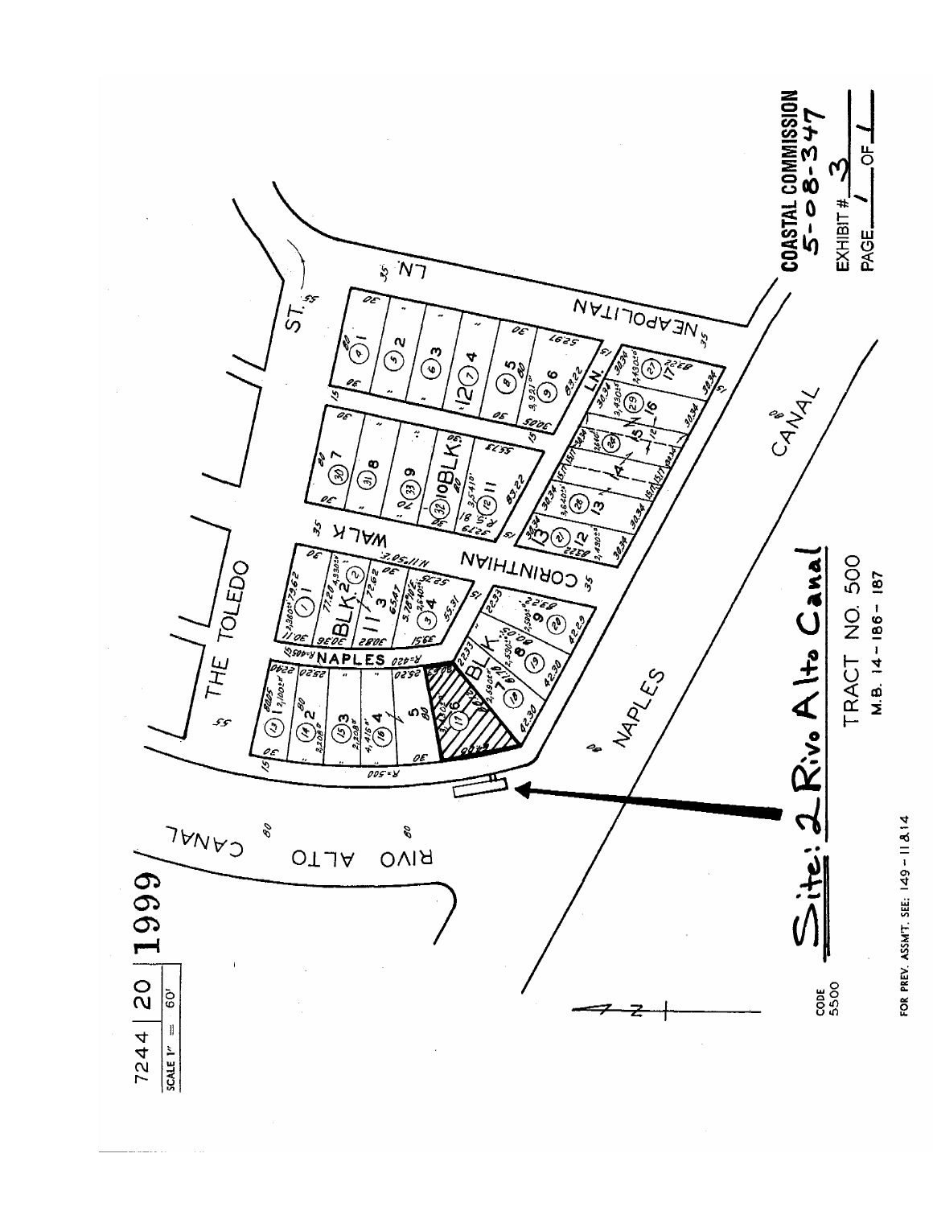7244 | 20 | 1999

SCALE 1" = 60'

THE TOLEDO

WALK

NAPLES

CORINTHIAN

NEAPOLITAN LN.

ST.

RIVO ALTO CANAL

NAPLES CANAL

BLK. 11

BLK. 10

BLK. 12

BLK. 13

BLK. 9

**Site: 2 Rivo Alto Canal**

TRACT NO. 500

M.B. 14 - 186 - 187

CODE 5500

FOR PREV. ASSM'T. SEE: 149 - 11 & 14

**COASTAL COMMISSION**
**5-08-347**

EXHIBIT # 3

PAGE 1 OF 1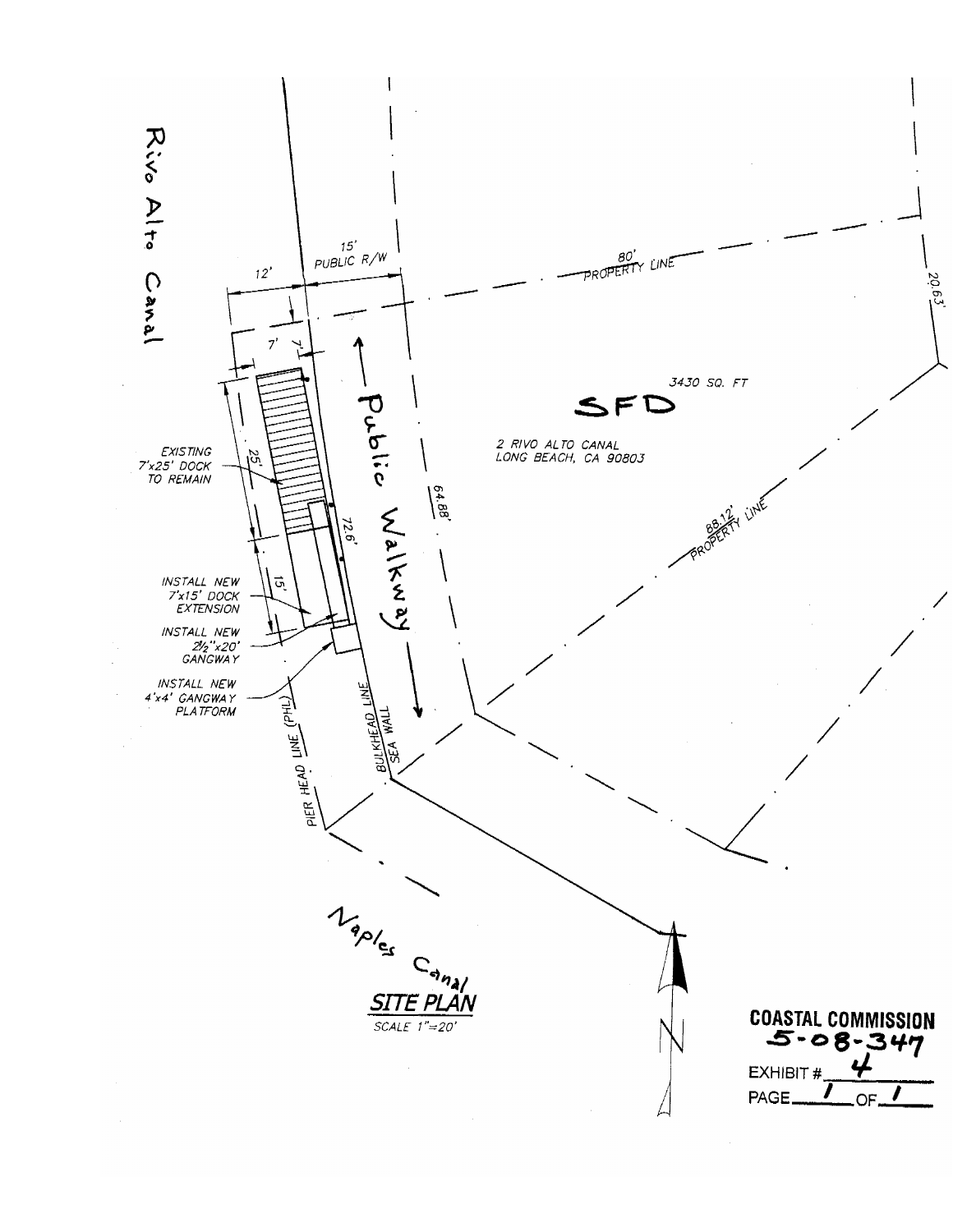Rivo Alto Canal

12'

15'
PUBLIC R/W

80'
PROPERTY LINE

20.63'

7'

7'

3430 SQ. FT

SFD

2 RIVO ALTO CANAL
LONG BEACH, CA 90803

EXISTING
7'x25' DOCK
TO REMAIN

25'

Public Walkway

64.88'

72.6'

88.12'
PROPERTY LINE

INSTALL NEW
7'x15' DOCK
EXTENSION

15'

INSTALL NEW
2½"x20' GANGWAY

INSTALL NEW
4'x4' GANGWAY
PLATFORM

PIER HEAD LINE (PHL)

BULKHEAD LINE
SEA WALL

Naples Canal

## SITE PLAN

SCALE 1"=20'

N

**COASTAL COMMISSION**
**5-08-347**
EXHIBIT # 4
PAGE 1 OF 1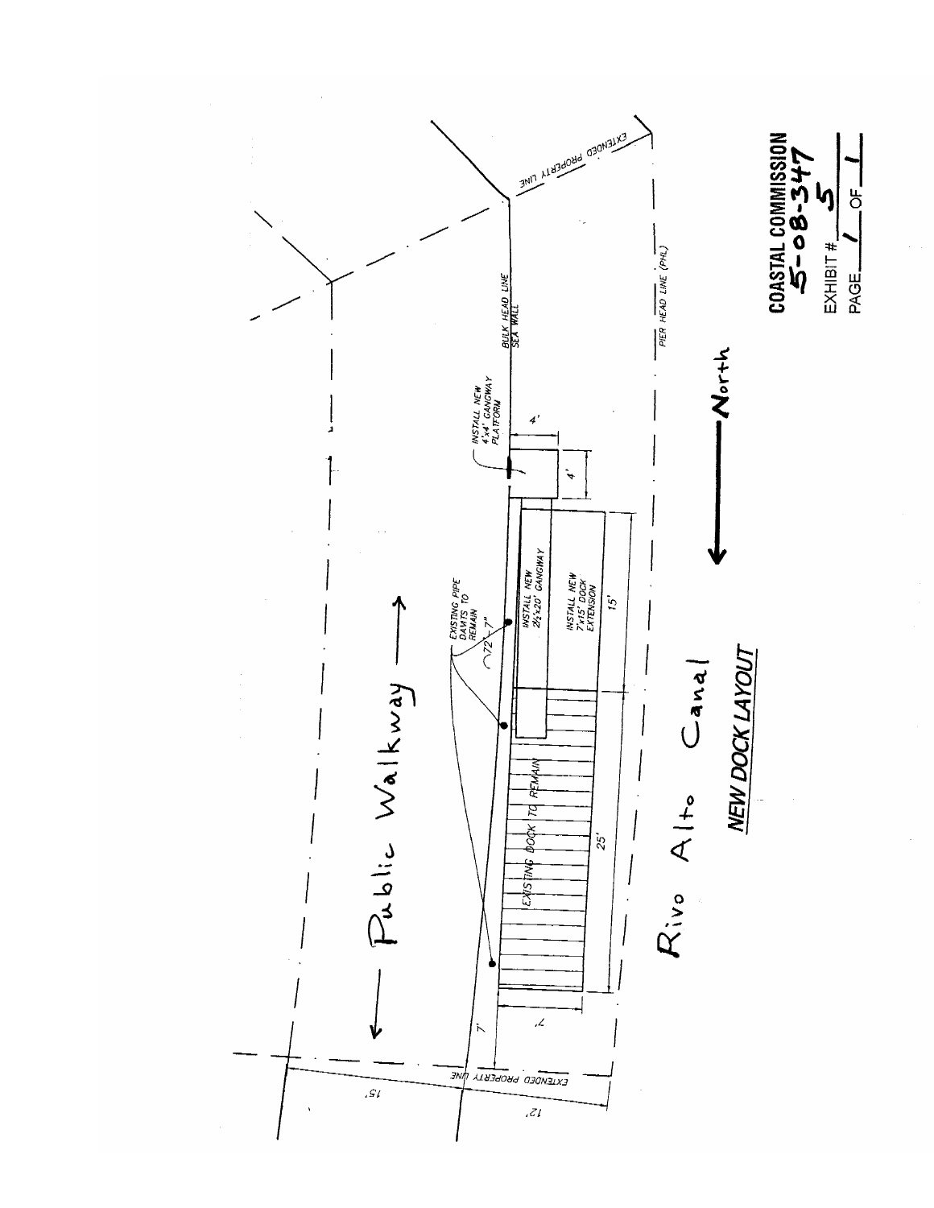EXTENDED PROPERTY LINE

BULK HEAD LINE
SEA WALL

PIER HEAD LINE (PHL)

INSTALL NEW
4'x4' GANGWAY
PLATFORM

4'

4'

EXISTING PIPE
DAVITS TO
REMAIN

72°-7"

INSTALL NEW
2½'x20' GANGWAY

INSTALL NEW
7'x15' DOCK
EXTENSION

15'

North

Public Walkway

EXISTING DOCK TO REMAIN

25'

7'

7'

Rivo Alto Canal

NEW DOCK LAYOUT

EXTENDED PROPERTY LINE

15'

12'

COASTAL COMMISSION
5-08-347

EXHIBIT # 5

PAGE 1 OF 1